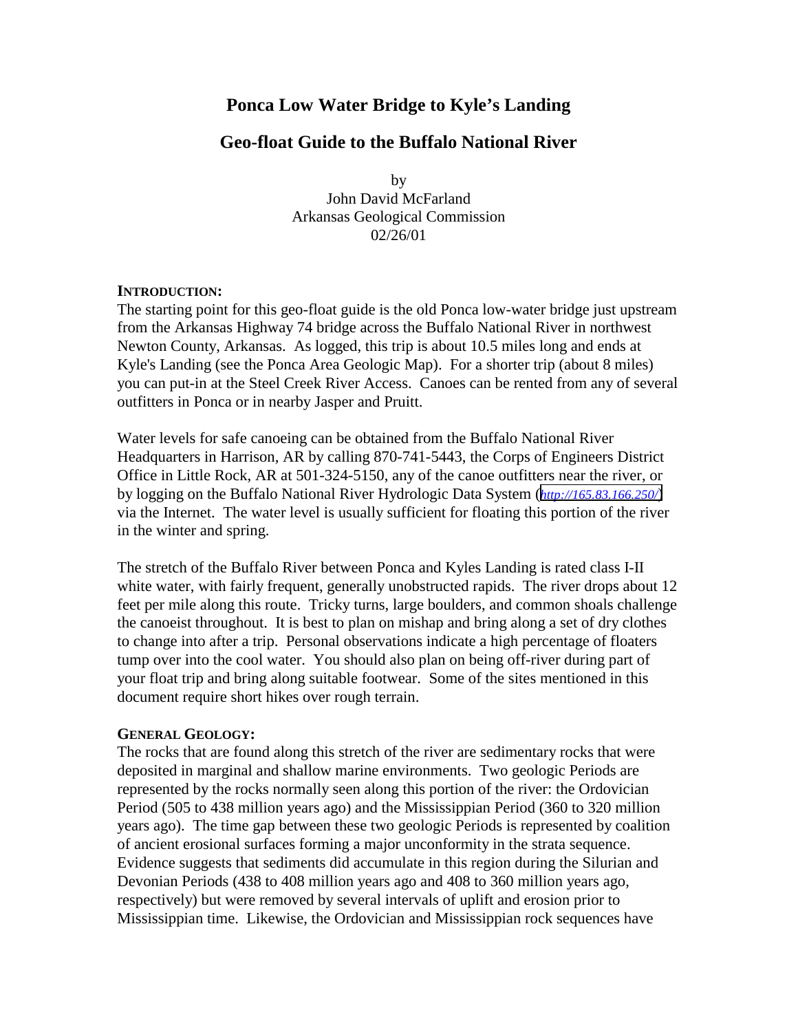# Ponca Low Water Bridge to Kyle's Landing

## Geo-float Guide to the Buffalo National River

by
John David McFarland
Arkansas Geological Commission
02/26/01

**INTRODUCTION:**

The starting point for this geo-float guide is the old Ponca low-water bridge just upstream from the Arkansas Highway 74 bridge across the Buffalo National River in northwest Newton County, Arkansas. As logged, this trip is about 10.5 miles long and ends at Kyle's Landing (see the Ponca Area Geologic Map). For a shorter trip (about 8 miles) you can put-in at the Steel Creek River Access. Canoes can be rented from any of several outfitters in Ponca or in nearby Jasper and Pruitt.

Water levels for safe canoeing can be obtained from the Buffalo National River Headquarters in Harrison, AR by calling 870-741-5443, the Corps of Engineers District Office in Little Rock, AR at 501-324-5150, any of the canoe outfitters near the river, or by logging on the Buffalo National River Hydrologic Data System (*http://165.83.166.250/*) via the Internet. The water level is usually sufficient for floating this portion of the river in the winter and spring.

The stretch of the Buffalo River between Ponca and Kyles Landing is rated class I-II white water, with fairly frequent, generally unobstructed rapids. The river drops about 12 feet per mile along this route. Tricky turns, large boulders, and common shoals challenge the canoeist throughout. It is best to plan on mishap and bring along a set of dry clothes to change into after a trip. Personal observations indicate a high percentage of floaters tump over into the cool water. You should also plan on being off-river during part of your float trip and bring along suitable footwear. Some of the sites mentioned in this document require short hikes over rough terrain.

**GENERAL GEOLOGY:**

The rocks that are found along this stretch of the river are sedimentary rocks that were deposited in marginal and shallow marine environments. Two geologic Periods are represented by the rocks normally seen along this portion of the river: the Ordovician Period (505 to 438 million years ago) and the Mississippian Period (360 to 320 million years ago). The time gap between these two geologic Periods is represented by coalition of ancient erosional surfaces forming a major unconformity in the strata sequence. Evidence suggests that sediments did accumulate in this region during the Silurian and Devonian Periods (438 to 408 million years ago and 408 to 360 million years ago, respectively) but were removed by several intervals of uplift and erosion prior to Mississippian time. Likewise, the Ordovician and Mississippian rock sequences have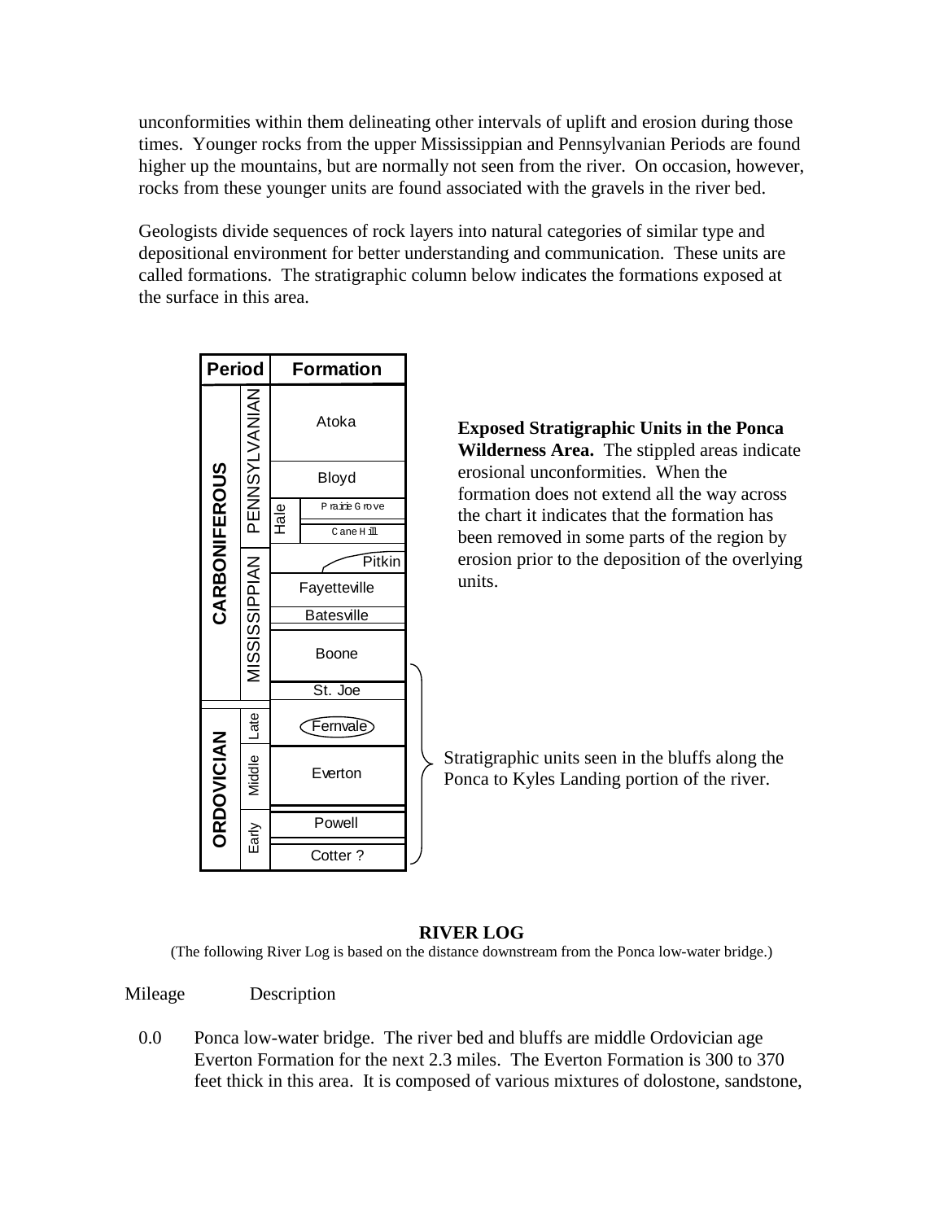unconformities within them delineating other intervals of uplift and erosion during those times. Younger rocks from the upper Mississippian and Pennsylvanian Periods are found higher up the mountains, but are normally not seen from the river. On occasion, however, rocks from these younger units are found associated with the gravels in the river bed.

Geologists divide sequences of rock layers into natural categories of similar type and depositional environment for better understanding and communication. These units are called formations. The stratigraphic column below indicates the formations exposed at the surface in this area.

| Period | | Formation | |
|---|---|---|---|
| CARBONIFEROUS | PENNSYLVANIAN | Atoka | |
| | | Bloyd | |
| | | Hale | Prairie Grove |
| | | | Cane Hill |
| | MISSISSIPPIAN | Pitkin | |
| | | Fayetteville | |
| | | Batesville | |
| | | Boone | |
| | | St. Joe | |
| ORDOVICIAN | Late | Fernvale | |
| | Middle | Everton | |
| | Early | Powell | |
| | | Cotter ? | |

**Exposed Stratigraphic Units in the Ponca Wilderness Area.** The stippled areas indicate erosional unconformities. When the formation does not extend all the way across the chart it indicates that the formation has been removed in some parts of the region by erosion prior to the deposition of the overlying units.

Stratigraphic units seen in the bluffs along the Ponca to Kyles Landing portion of the river. (St. Joe through Cotter ?)

## RIVER LOG

(The following River Log is based on the distance downstream from the Ponca low-water bridge.)

Mileage Description

0.0 Ponca low-water bridge. The river bed and bluffs are middle Ordovician age Everton Formation for the next 2.3 miles. The Everton Formation is 300 to 370 feet thick in this area. It is composed of various mixtures of dolostone, sandstone,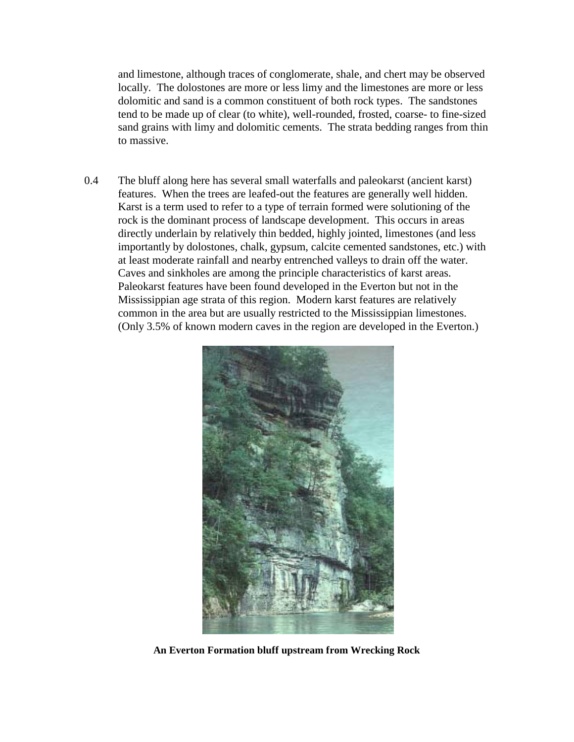and limestone, although traces of conglomerate, shale, and chert may be observed locally. The dolostones are more or less limy and the limestones are more or less dolomitic and sand is a common constituent of both rock types. The sandstones tend to be made up of clear (to white), well-rounded, frosted, coarse- to fine-sized sand grains with limy and dolomitic cements. The strata bedding ranges from thin to massive.

0.4 The bluff along here has several small waterfalls and paleokarst (ancient karst) features. When the trees are leafed-out the features are generally well hidden. Karst is a term used to refer to a type of terrain formed were solutioning of the rock is the dominant process of landscape development. This occurs in areas directly underlain by relatively thin bedded, highly jointed, limestones (and less importantly by dolostones, chalk, gypsum, calcite cemented sandstones, etc.) with at least moderate rainfall and nearby entrenched valleys to drain off the water. Caves and sinkholes are among the principle characteristics of karst areas. Paleokarst features have been found developed in the Everton but not in the Mississippian age strata of this region. Modern karst features are relatively common in the area but are usually restricted to the Mississippian limestones. (Only 3.5% of known modern caves in the region are developed in the Everton.)

**An Everton Formation bluff upstream from Wrecking Rock**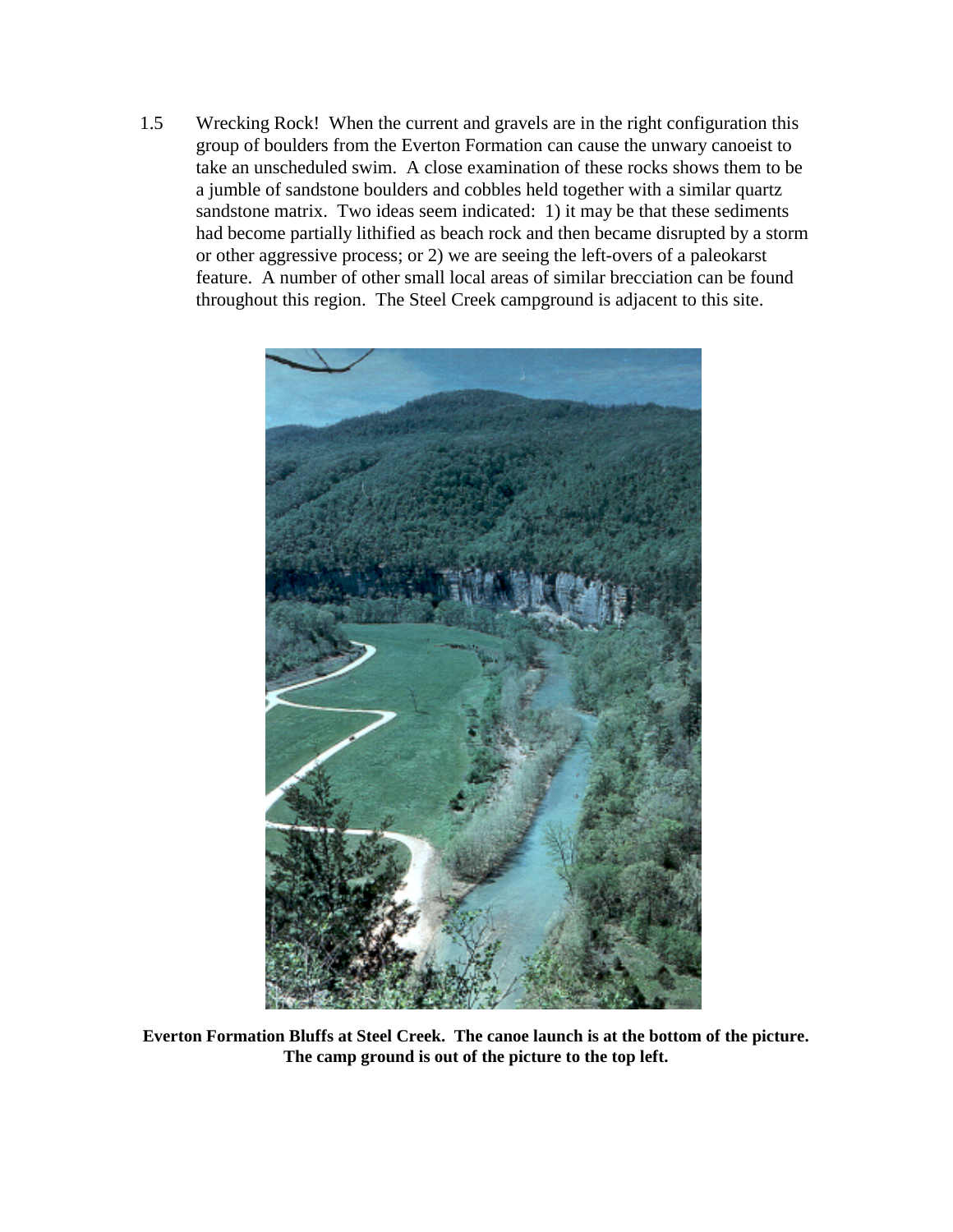1.5 Wrecking Rock! When the current and gravels are in the right configuration this group of boulders from the Everton Formation can cause the unwary canoeist to take an unscheduled swim. A close examination of these rocks shows them to be a jumble of sandstone boulders and cobbles held together with a similar quartz sandstone matrix. Two ideas seem indicated: 1) it may be that these sediments had become partially lithified as beach rock and then became disrupted by a storm or other aggressive process; or 2) we are seeing the left-overs of a paleokarst feature. A number of other small local areas of similar brecciation can be found throughout this region. The Steel Creek campground is adjacent to this site.

**Everton Formation Bluffs at Steel Creek. The canoe launch is at the bottom of the picture. The camp ground is out of the picture to the top left.**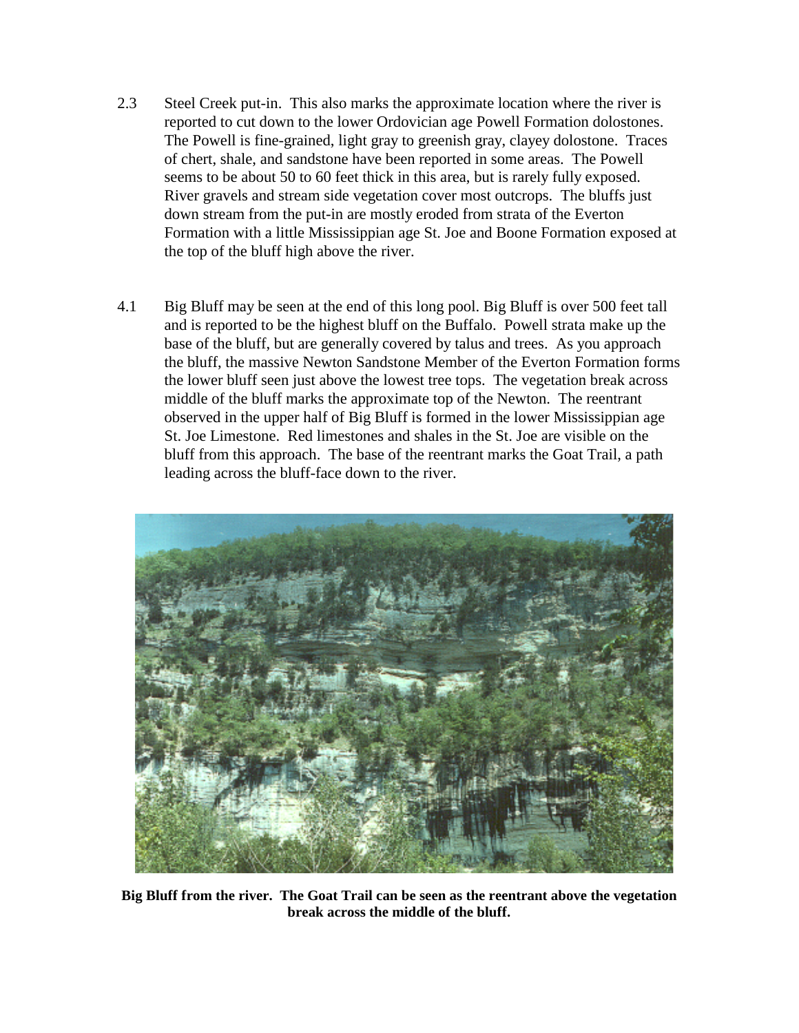2.3 Steel Creek put-in. This also marks the approximate location where the river is reported to cut down to the lower Ordovician age Powell Formation dolostones. The Powell is fine-grained, light gray to greenish gray, clayey dolostone. Traces of chert, shale, and sandstone have been reported in some areas. The Powell seems to be about 50 to 60 feet thick in this area, but is rarely fully exposed. River gravels and stream side vegetation cover most outcrops. The bluffs just down stream from the put-in are mostly eroded from strata of the Everton Formation with a little Mississippian age St. Joe and Boone Formation exposed at the top of the bluff high above the river.

4.1 Big Bluff may be seen at the end of this long pool. Big Bluff is over 500 feet tall and is reported to be the highest bluff on the Buffalo. Powell strata make up the base of the bluff, but are generally covered by talus and trees. As you approach the bluff, the massive Newton Sandstone Member of the Everton Formation forms the lower bluff seen just above the lowest tree tops. The vegetation break across middle of the bluff marks the approximate top of the Newton. The reentrant observed in the upper half of Big Bluff is formed in the lower Mississippian age St. Joe Limestone. Red limestones and shales in the St. Joe are visible on the bluff from this approach. The base of the reentrant marks the Goat Trail, a path leading across the bluff-face down to the river.

**Big Bluff from the river. The Goat Trail can be seen as the reentrant above the vegetation break across the middle of the bluff.**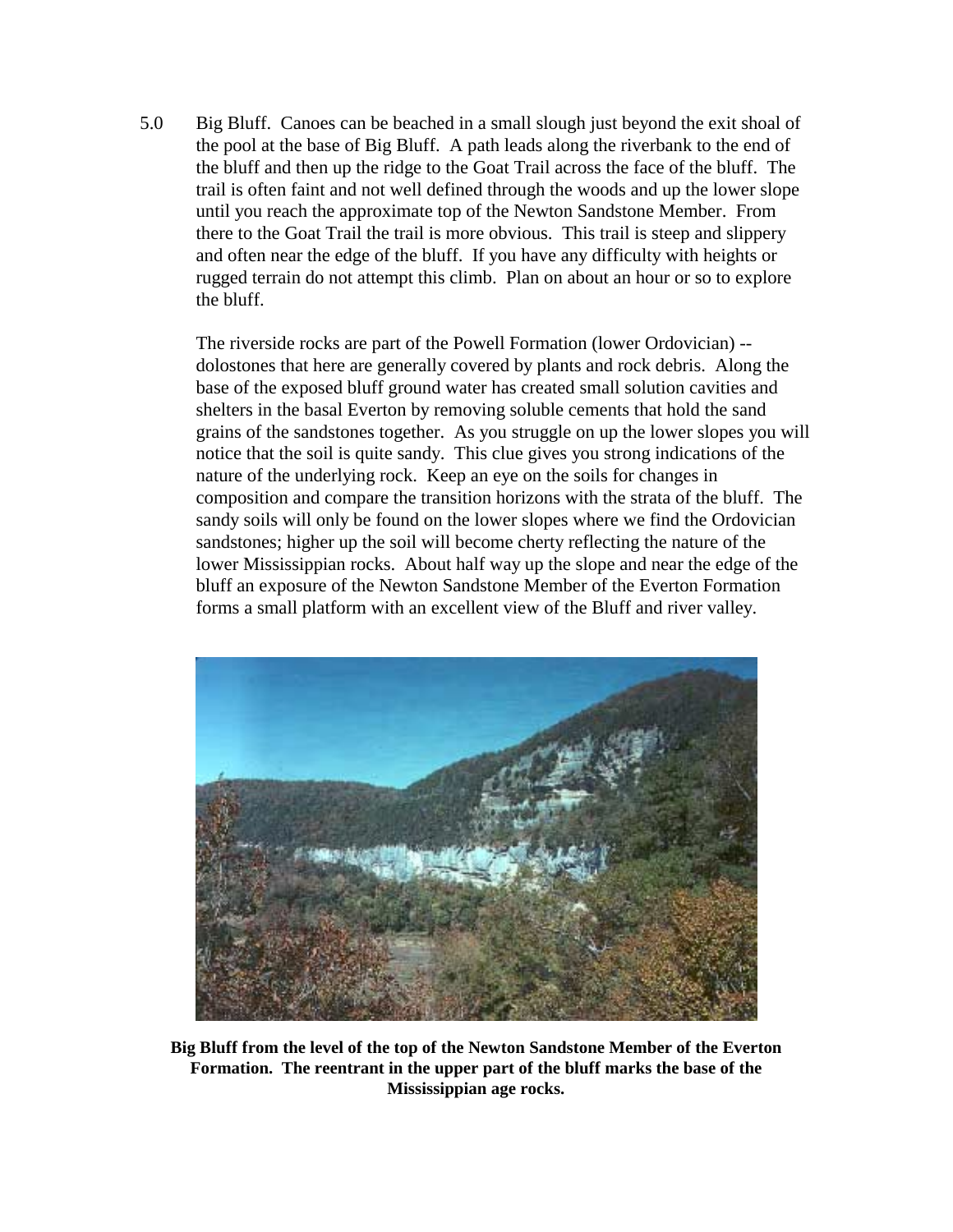5.0 Big Bluff. Canoes can be beached in a small slough just beyond the exit shoal of the pool at the base of Big Bluff. A path leads along the riverbank to the end of the bluff and then up the ridge to the Goat Trail across the face of the bluff. The trail is often faint and not well defined through the woods and up the lower slope until you reach the approximate top of the Newton Sandstone Member. From there to the Goat Trail the trail is more obvious. This trail is steep and slippery and often near the edge of the bluff. If you have any difficulty with heights or rugged terrain do not attempt this climb. Plan on about an hour or so to explore the bluff.

The riverside rocks are part of the Powell Formation (lower Ordovician) -- dolostones that here are generally covered by plants and rock debris. Along the base of the exposed bluff ground water has created small solution cavities and shelters in the basal Everton by removing soluble cements that hold the sand grains of the sandstones together. As you struggle on up the lower slopes you will notice that the soil is quite sandy. This clue gives you strong indications of the nature of the underlying rock. Keep an eye on the soils for changes in composition and compare the transition horizons with the strata of the bluff. The sandy soils will only be found on the lower slopes where we find the Ordovician sandstones; higher up the soil will become cherty reflecting the nature of the lower Mississippian rocks. About half way up the slope and near the edge of the bluff an exposure of the Newton Sandstone Member of the Everton Formation forms a small platform with an excellent view of the Bluff and river valley.

**Big Bluff from the level of the top of the Newton Sandstone Member of the Everton Formation. The reentrant in the upper part of the bluff marks the base of the Mississippian age rocks.**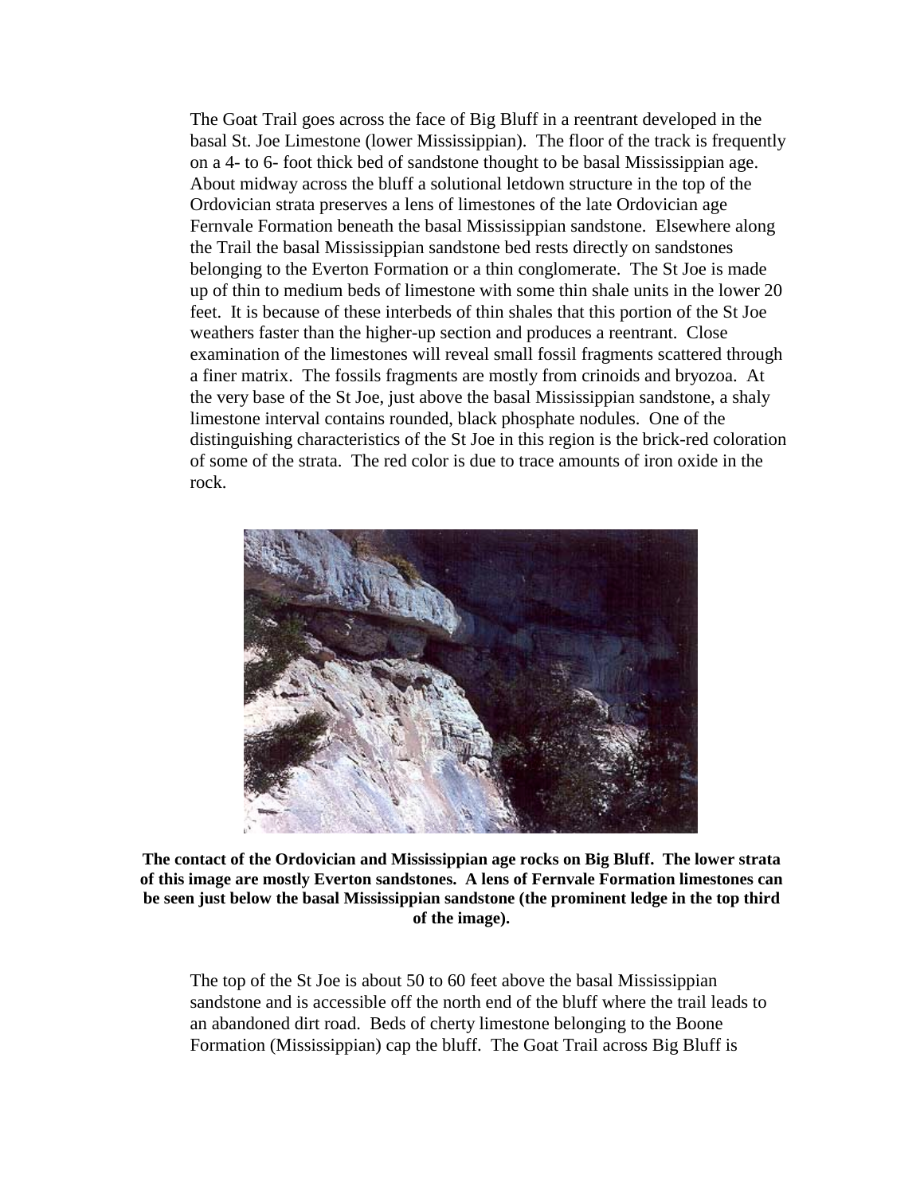The Goat Trail goes across the face of Big Bluff in a reentrant developed in the basal St. Joe Limestone (lower Mississippian). The floor of the track is frequently on a 4- to 6- foot thick bed of sandstone thought to be basal Mississippian age. About midway across the bluff a solutional letdown structure in the top of the Ordovician strata preserves a lens of limestones of the late Ordovician age Fernvale Formation beneath the basal Mississippian sandstone. Elsewhere along the Trail the basal Mississippian sandstone bed rests directly on sandstones belonging to the Everton Formation or a thin conglomerate. The St Joe is made up of thin to medium beds of limestone with some thin shale units in the lower 20 feet. It is because of these interbeds of thin shales that this portion of the St Joe weathers faster than the higher-up section and produces a reentrant. Close examination of the limestones will reveal small fossil fragments scattered through a finer matrix. The fossils fragments are mostly from crinoids and bryozoa. At the very base of the St Joe, just above the basal Mississippian sandstone, a shaly limestone interval contains rounded, black phosphate nodules. One of the distinguishing characteristics of the St Joe in this region is the brick-red coloration of some of the strata. The red color is due to trace amounts of iron oxide in the rock.

**The contact of the Ordovician and Mississippian age rocks on Big Bluff. The lower strata of this image are mostly Everton sandstones. A lens of Fernvale Formation limestones can be seen just below the basal Mississippian sandstone (the prominent ledge in the top third of the image).**

The top of the St Joe is about 50 to 60 feet above the basal Mississippian sandstone and is accessible off the north end of the bluff where the trail leads to an abandoned dirt road. Beds of cherty limestone belonging to the Boone Formation (Mississippian) cap the bluff. The Goat Trail across Big Bluff is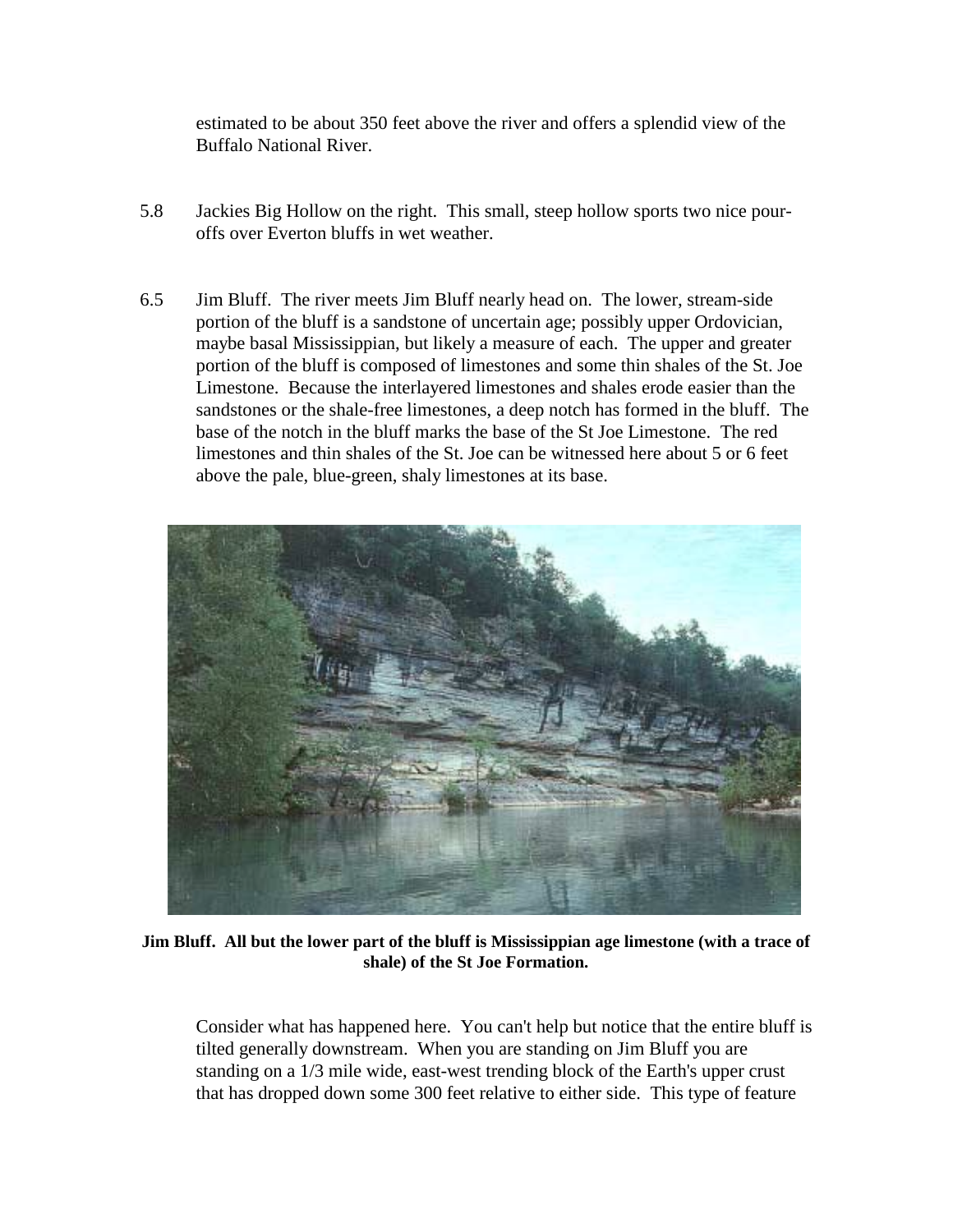estimated to be about 350 feet above the river and offers a splendid view of the Buffalo National River.

5.8 Jackies Big Hollow on the right. This small, steep hollow sports two nice pour-offs over Everton bluffs in wet weather.

6.5 Jim Bluff. The river meets Jim Bluff nearly head on. The lower, stream-side portion of the bluff is a sandstone of uncertain age; possibly upper Ordovician, maybe basal Mississippian, but likely a measure of each. The upper and greater portion of the bluff is composed of limestones and some thin shales of the St. Joe Limestone. Because the interlayered limestones and shales erode easier than the sandstones or the shale-free limestones, a deep notch has formed in the bluff. The base of the notch in the bluff marks the base of the St Joe Limestone. The red limestones and thin shales of the St. Joe can be witnessed here about 5 or 6 feet above the pale, blue-green, shaly limestones at its base.

**Jim Bluff. All but the lower part of the bluff is Mississippian age limestone (with a trace of shale) of the St Joe Formation.**

Consider what has happened here. You can't help but notice that the entire bluff is tilted generally downstream. When you are standing on Jim Bluff you are standing on a 1/3 mile wide, east-west trending block of the Earth's upper crust that has dropped down some 300 feet relative to either side. This type of feature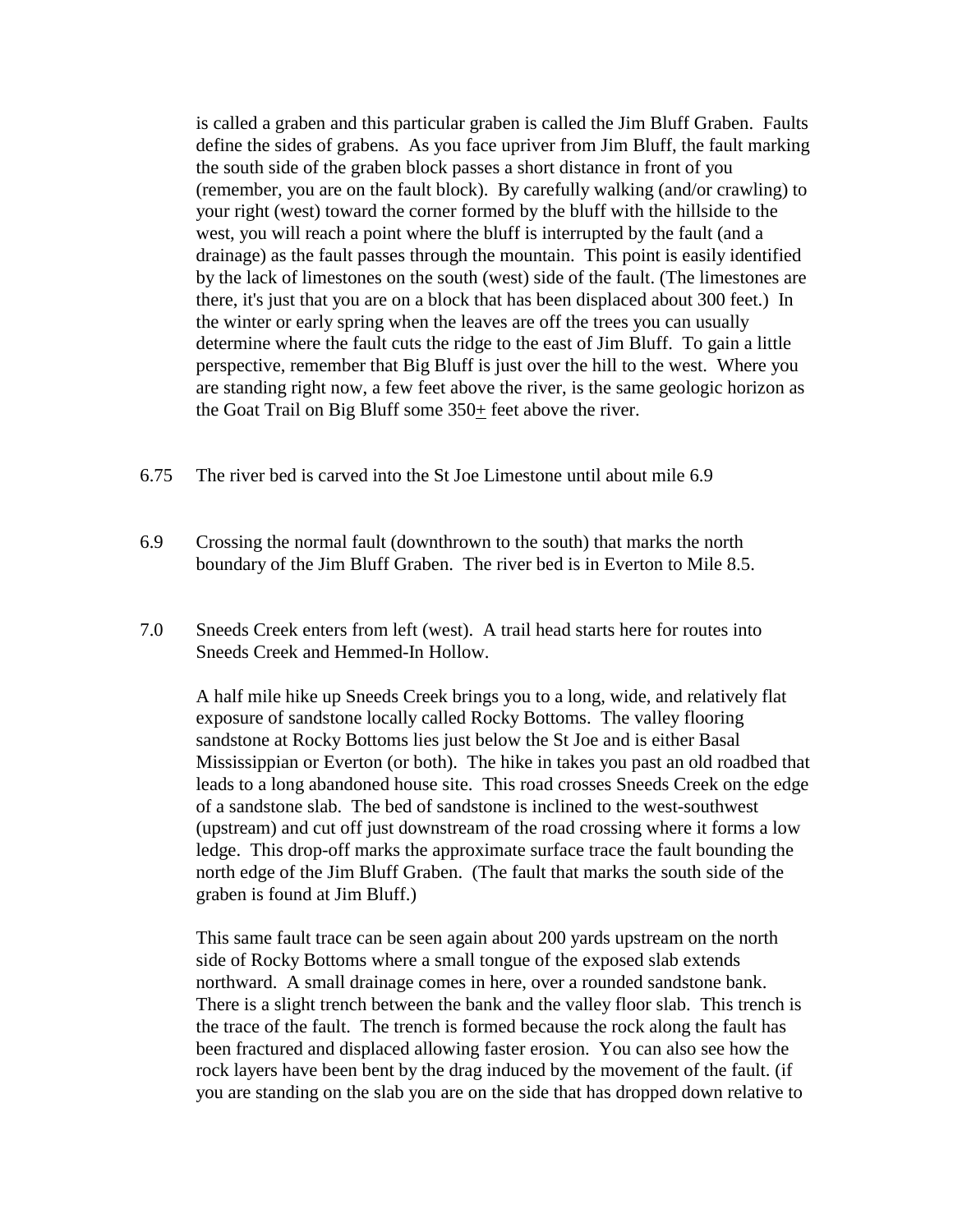is called a graben and this particular graben is called the Jim Bluff Graben. Faults define the sides of grabens. As you face upriver from Jim Bluff, the fault marking the south side of the graben block passes a short distance in front of you (remember, you are on the fault block). By carefully walking (and/or crawling) to your right (west) toward the corner formed by the bluff with the hillside to the west, you will reach a point where the bluff is interrupted by the fault (and a drainage) as the fault passes through the mountain. This point is easily identified by the lack of limestones on the south (west) side of the fault. (The limestones are there, it's just that you are on a block that has been displaced about 300 feet.) In the winter or early spring when the leaves are off the trees you can usually determine where the fault cuts the ridge to the east of Jim Bluff. To gain a little perspective, remember that Big Bluff is just over the hill to the west. Where you are standing right now, a few feet above the river, is the same geologic horizon as the Goat Trail on Big Bluff some 350± feet above the river.

6.75 The river bed is carved into the St Joe Limestone until about mile 6.9

6.9 Crossing the normal fault (downthrown to the south) that marks the north boundary of the Jim Bluff Graben. The river bed is in Everton to Mile 8.5.

7.0 Sneeds Creek enters from left (west). A trail head starts here for routes into Sneeds Creek and Hemmed-In Hollow.

A half mile hike up Sneeds Creek brings you to a long, wide, and relatively flat exposure of sandstone locally called Rocky Bottoms. The valley flooring sandstone at Rocky Bottoms lies just below the St Joe and is either Basal Mississippian or Everton (or both). The hike in takes you past an old roadbed that leads to a long abandoned house site. This road crosses Sneeds Creek on the edge of a sandstone slab. The bed of sandstone is inclined to the west-southwest (upstream) and cut off just downstream of the road crossing where it forms a low ledge. This drop-off marks the approximate surface trace the fault bounding the north edge of the Jim Bluff Graben. (The fault that marks the south side of the graben is found at Jim Bluff.)

This same fault trace can be seen again about 200 yards upstream on the north side of Rocky Bottoms where a small tongue of the exposed slab extends northward. A small drainage comes in here, over a rounded sandstone bank. There is a slight trench between the bank and the valley floor slab. This trench is the trace of the fault. The trench is formed because the rock along the fault has been fractured and displaced allowing faster erosion. You can also see how the rock layers have been bent by the drag induced by the movement of the fault. (if you are standing on the slab you are on the side that has dropped down relative to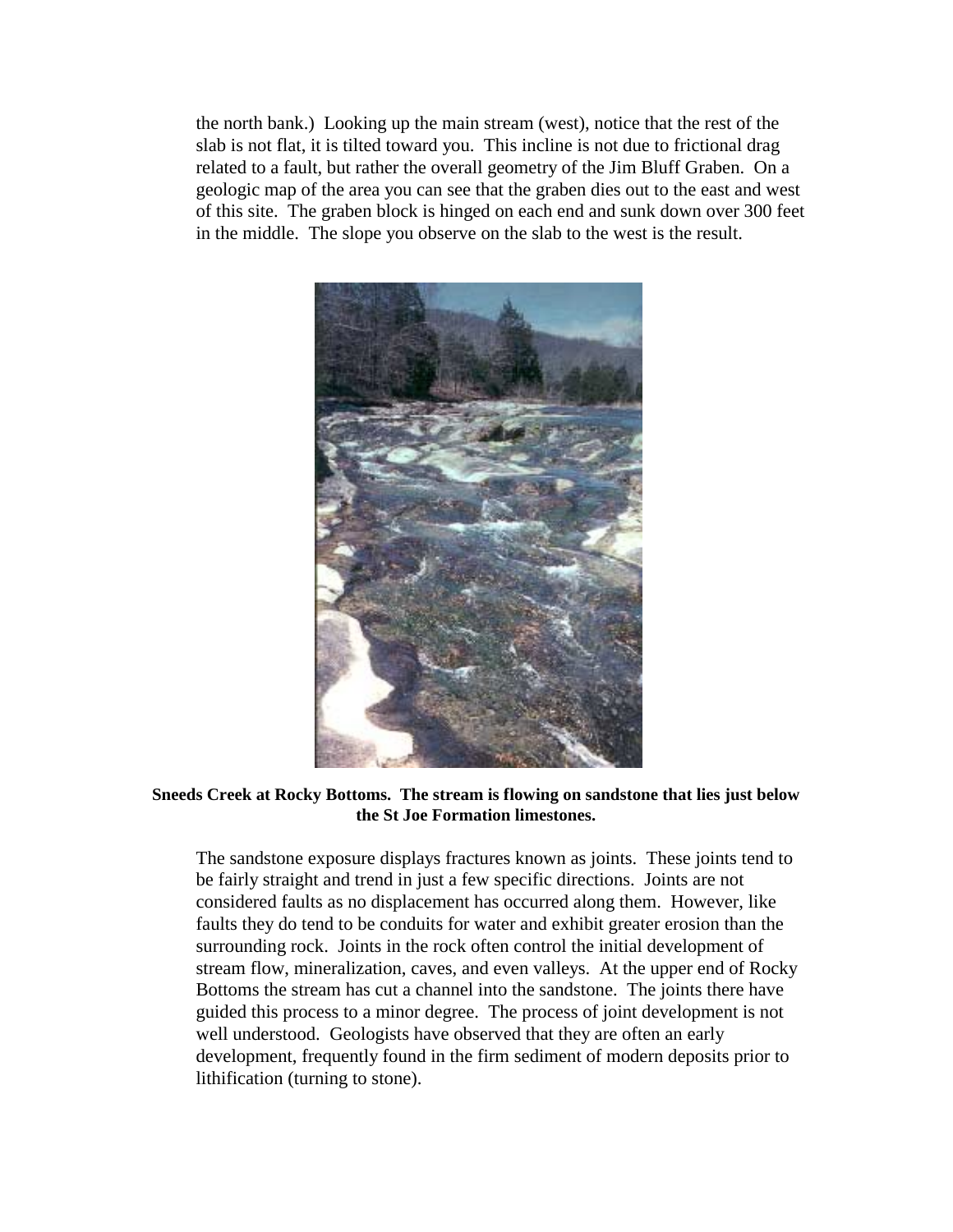the north bank.) Looking up the main stream (west), notice that the rest of the slab is not flat, it is tilted toward you. This incline is not due to frictional drag related to a fault, but rather the overall geometry of the Jim Bluff Graben. On a geologic map of the area you can see that the graben dies out to the east and west of this site. The graben block is hinged on each end and sunk down over 300 feet in the middle. The slope you observe on the slab to the west is the result.

**Sneeds Creek at Rocky Bottoms. The stream is flowing on sandstone that lies just below the St Joe Formation limestones.**

The sandstone exposure displays fractures known as joints. These joints tend to be fairly straight and trend in just a few specific directions. Joints are not considered faults as no displacement has occurred along them. However, like faults they do tend to be conduits for water and exhibit greater erosion than the surrounding rock. Joints in the rock often control the initial development of stream flow, mineralization, caves, and even valleys. At the upper end of Rocky Bottoms the stream has cut a channel into the sandstone. The joints there have guided this process to a minor degree. The process of joint development is not well understood. Geologists have observed that they are often an early development, frequently found in the firm sediment of modern deposits prior to lithification (turning to stone).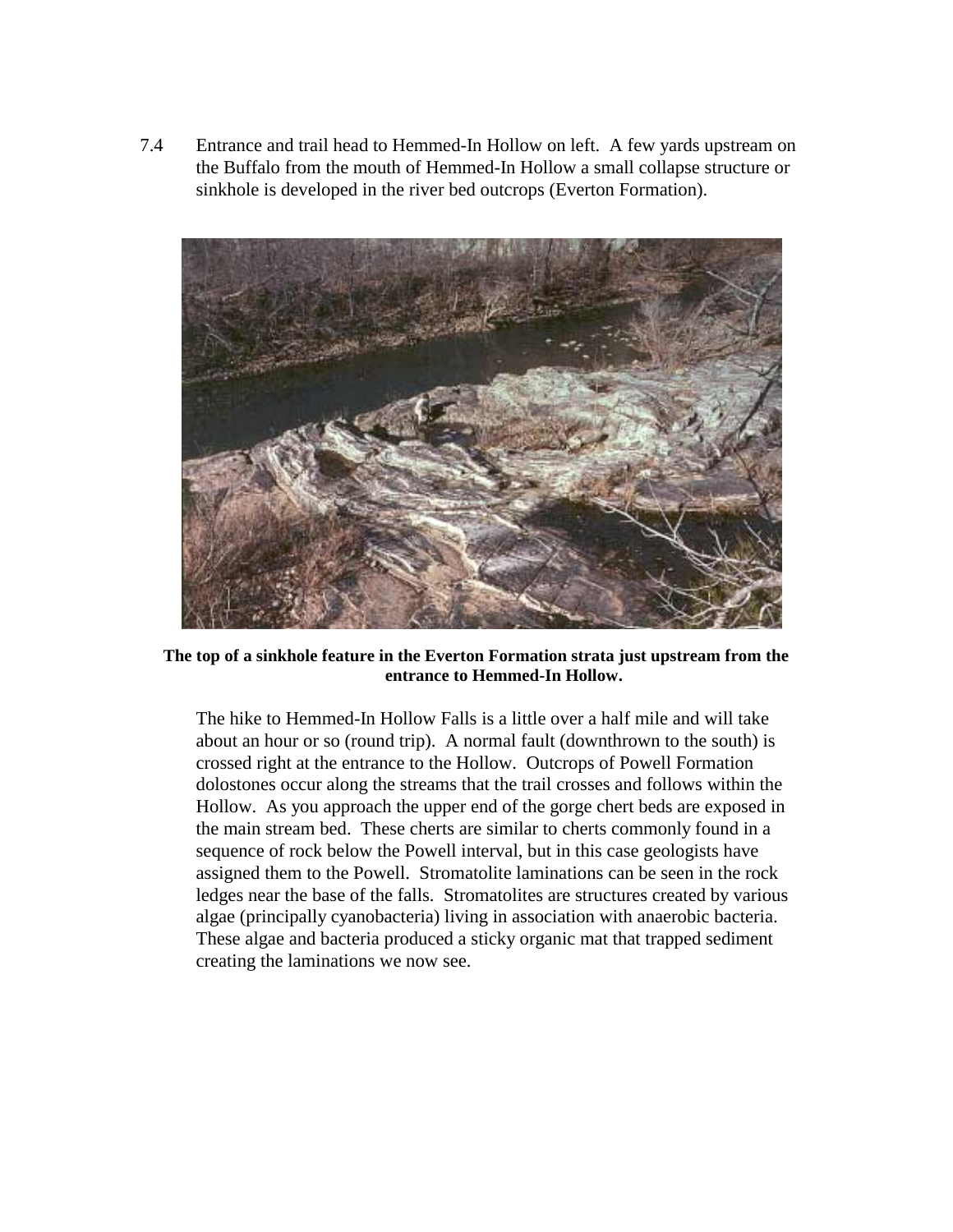7.4 Entrance and trail head to Hemmed-In Hollow on left. A few yards upstream on the Buffalo from the mouth of Hemmed-In Hollow a small collapse structure or sinkhole is developed in the river bed outcrops (Everton Formation).

**The top of a sinkhole feature in the Everton Formation strata just upstream from the entrance to Hemmed-In Hollow.**

The hike to Hemmed-In Hollow Falls is a little over a half mile and will take about an hour or so (round trip). A normal fault (downthrown to the south) is crossed right at the entrance to the Hollow. Outcrops of Powell Formation dolostones occur along the streams that the trail crosses and follows within the Hollow. As you approach the upper end of the gorge chert beds are exposed in the main stream bed. These cherts are similar to cherts commonly found in a sequence of rock below the Powell interval, but in this case geologists have assigned them to the Powell. Stromatolite laminations can be seen in the rock ledges near the base of the falls. Stromatolites are structures created by various algae (principally cyanobacteria) living in association with anaerobic bacteria. These algae and bacteria produced a sticky organic mat that trapped sediment creating the laminations we now see.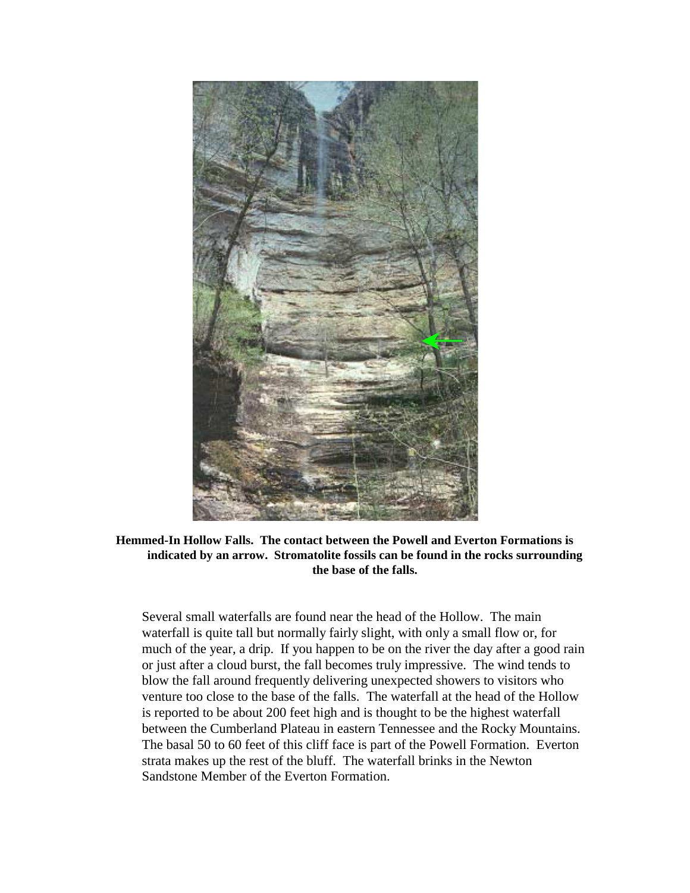**Hemmed-In Hollow Falls. The contact between the Powell and Everton Formations is indicated by an arrow. Stromatolite fossils can be found in the rocks surrounding the base of the falls.**

Several small waterfalls are found near the head of the Hollow. The main waterfall is quite tall but normally fairly slight, with only a small flow or, for much of the year, a drip. If you happen to be on the river the day after a good rain or just after a cloud burst, the fall becomes truly impressive. The wind tends to blow the fall around frequently delivering unexpected showers to visitors who venture too close to the base of the falls. The waterfall at the head of the Hollow is reported to be about 200 feet high and is thought to be the highest waterfall between the Cumberland Plateau in eastern Tennessee and the Rocky Mountains. The basal 50 to 60 feet of this cliff face is part of the Powell Formation. Everton strata makes up the rest of the bluff. The waterfall brinks in the Newton Sandstone Member of the Everton Formation.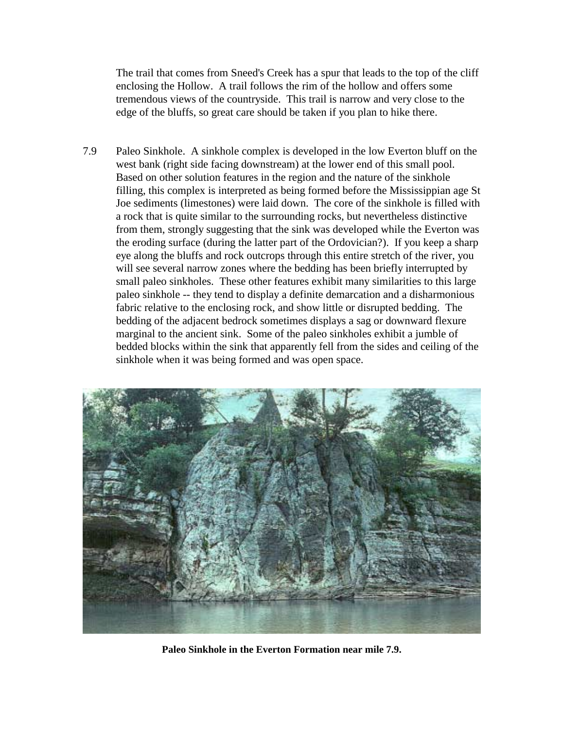The trail that comes from Sneed's Creek has a spur that leads to the top of the cliff enclosing the Hollow. A trail follows the rim of the hollow and offers some tremendous views of the countryside. This trail is narrow and very close to the edge of the bluffs, so great care should be taken if you plan to hike there.

7.9 Paleo Sinkhole. A sinkhole complex is developed in the low Everton bluff on the west bank (right side facing downstream) at the lower end of this small pool. Based on other solution features in the region and the nature of the sinkhole filling, this complex is interpreted as being formed before the Mississippian age St Joe sediments (limestones) were laid down. The core of the sinkhole is filled with a rock that is quite similar to the surrounding rocks, but nevertheless distinctive from them, strongly suggesting that the sink was developed while the Everton was the eroding surface (during the latter part of the Ordovician?). If you keep a sharp eye along the bluffs and rock outcrops through this entire stretch of the river, you will see several narrow zones where the bedding has been briefly interrupted by small paleo sinkholes. These other features exhibit many similarities to this large paleo sinkhole -- they tend to display a definite demarcation and a disharmonious fabric relative to the enclosing rock, and show little or disrupted bedding. The bedding of the adjacent bedrock sometimes displays a sag or downward flexure marginal to the ancient sink. Some of the paleo sinkholes exhibit a jumble of bedded blocks within the sink that apparently fell from the sides and ceiling of the sinkhole when it was being formed and was open space.

**Paleo Sinkhole in the Everton Formation near mile 7.9.**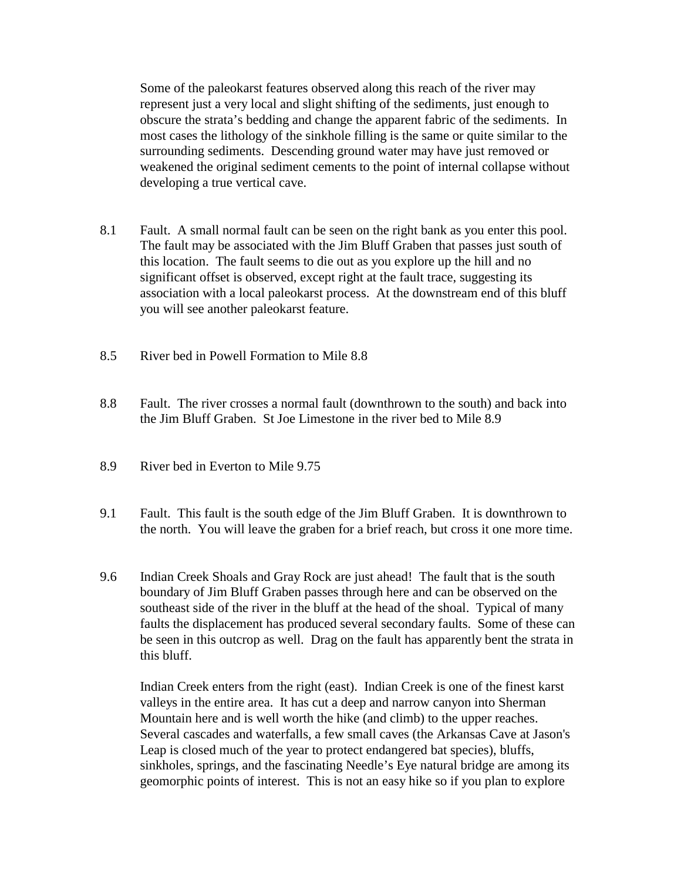Some of the paleokarst features observed along this reach of the river may represent just a very local and slight shifting of the sediments, just enough to obscure the strata's bedding and change the apparent fabric of the sediments. In most cases the lithology of the sinkhole filling is the same or quite similar to the surrounding sediments. Descending ground water may have just removed or weakened the original sediment cements to the point of internal collapse without developing a true vertical cave.

8.1 Fault. A small normal fault can be seen on the right bank as you enter this pool. The fault may be associated with the Jim Bluff Graben that passes just south of this location. The fault seems to die out as you explore up the hill and no significant offset is observed, except right at the fault trace, suggesting its association with a local paleokarst process. At the downstream end of this bluff you will see another paleokarst feature.

8.5 River bed in Powell Formation to Mile 8.8

8.8 Fault. The river crosses a normal fault (downthrown to the south) and back into the Jim Bluff Graben. St Joe Limestone in the river bed to Mile 8.9

8.9 River bed in Everton to Mile 9.75

9.1 Fault. This fault is the south edge of the Jim Bluff Graben. It is downthrown to the north. You will leave the graben for a brief reach, but cross it one more time.

9.6 Indian Creek Shoals and Gray Rock are just ahead! The fault that is the south boundary of Jim Bluff Graben passes through here and can be observed on the southeast side of the river in the bluff at the head of the shoal. Typical of many faults the displacement has produced several secondary faults. Some of these can be seen in this outcrop as well. Drag on the fault has apparently bent the strata in this bluff.

Indian Creek enters from the right (east). Indian Creek is one of the finest karst valleys in the entire area. It has cut a deep and narrow canyon into Sherman Mountain here and is well worth the hike (and climb) to the upper reaches. Several cascades and waterfalls, a few small caves (the Arkansas Cave at Jason's Leap is closed much of the year to protect endangered bat species), bluffs, sinkholes, springs, and the fascinating Needle's Eye natural bridge are among its geomorphic points of interest. This is not an easy hike so if you plan to explore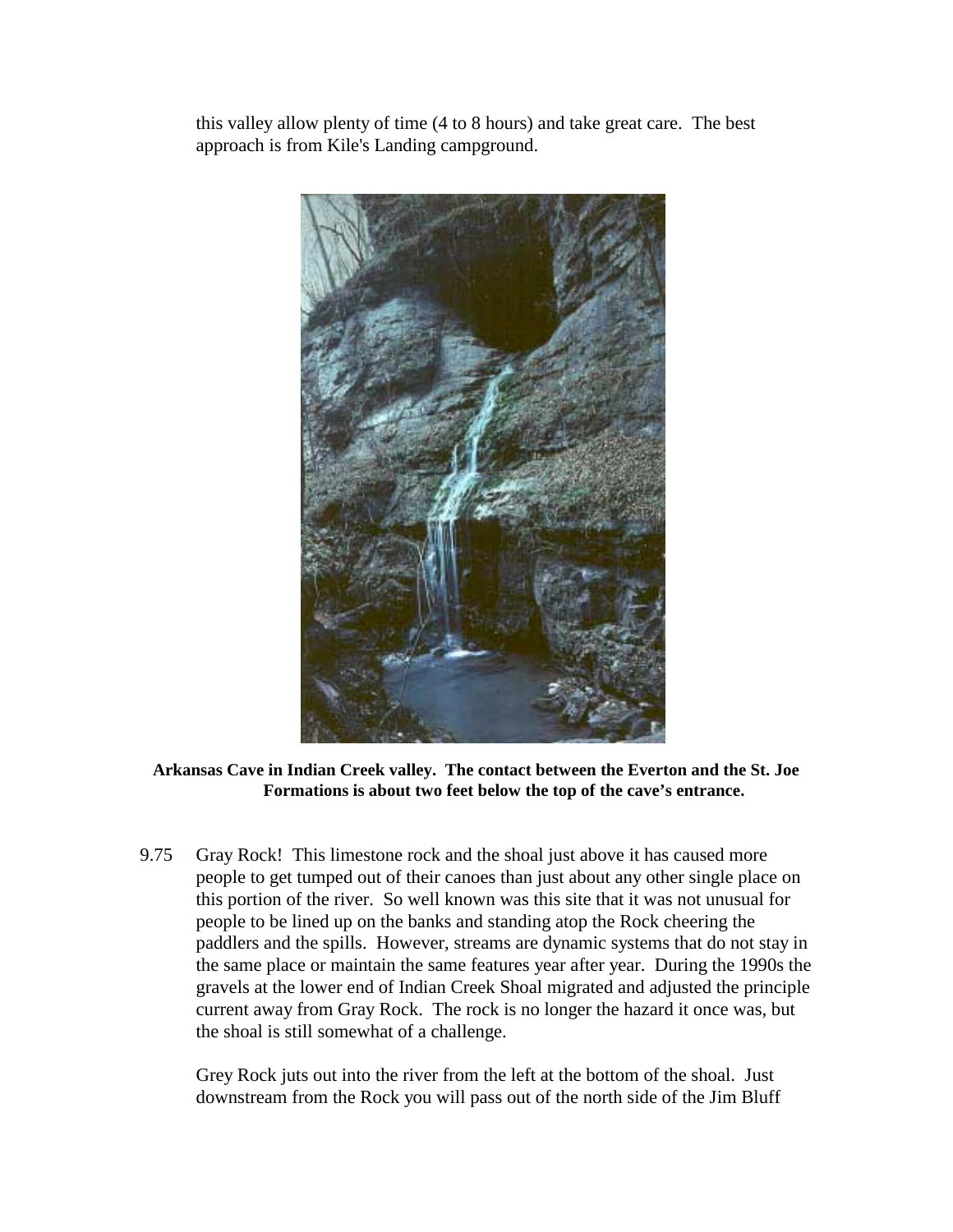this valley allow plenty of time (4 to 8 hours) and take great care. The best approach is from Kile's Landing campground.

**Arkansas Cave in Indian Creek valley. The contact between the Everton and the St. Joe Formations is about two feet below the top of the cave's entrance.**

9.75 Gray Rock! This limestone rock and the shoal just above it has caused more people to get tumped out of their canoes than just about any other single place on this portion of the river. So well known was this site that it was not unusual for people to be lined up on the banks and standing atop the Rock cheering the paddlers and the spills. However, streams are dynamic systems that do not stay in the same place or maintain the same features year after year. During the 1990s the gravels at the lower end of Indian Creek Shoal migrated and adjusted the principle current away from Gray Rock. The rock is no longer the hazard it once was, but the shoal is still somewhat of a challenge.

Grey Rock juts out into the river from the left at the bottom of the shoal. Just downstream from the Rock you will pass out of the north side of the Jim Bluff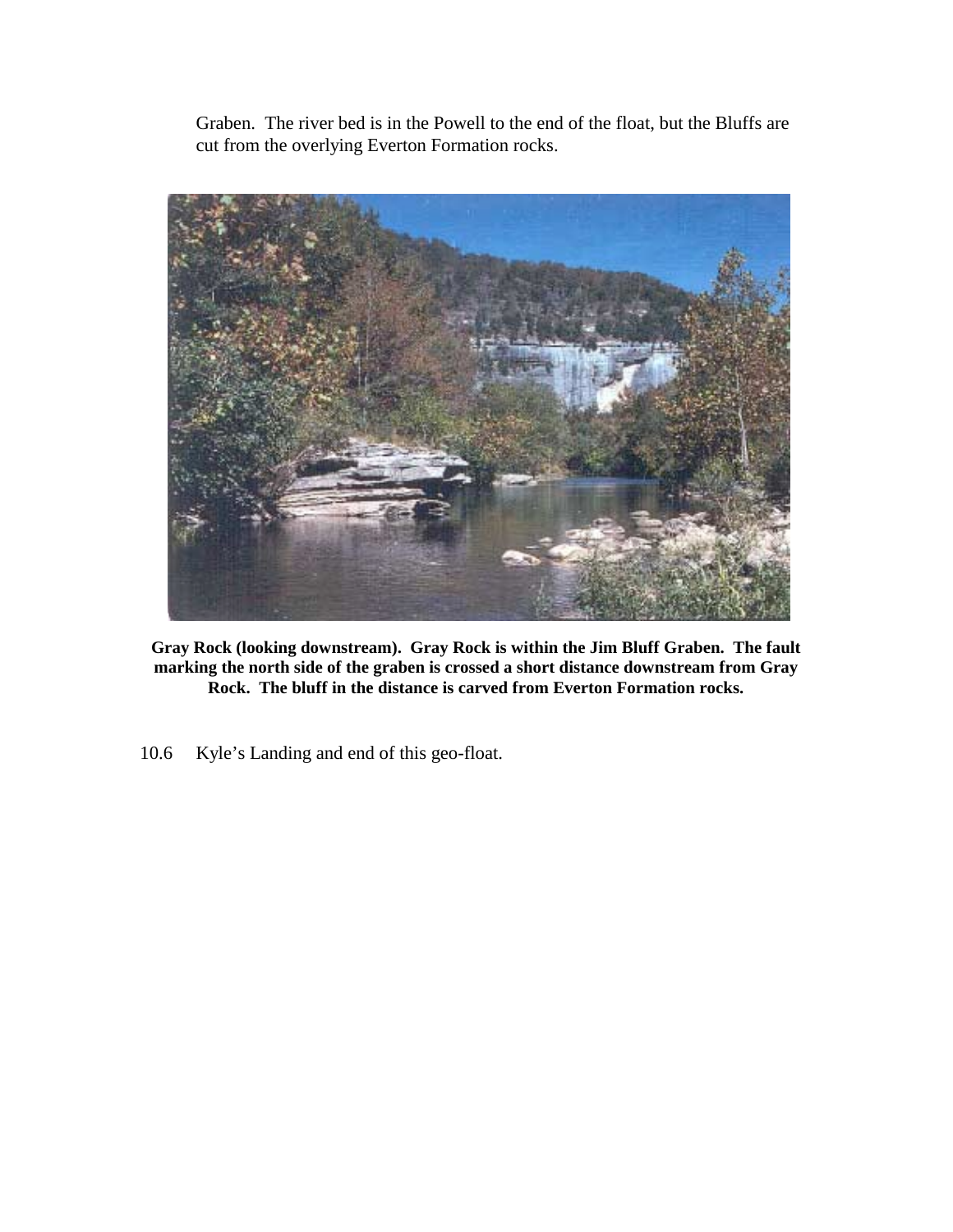Graben. The river bed is in the Powell to the end of the float, but the Bluffs are cut from the overlying Everton Formation rocks.

**Gray Rock (looking downstream). Gray Rock is within the Jim Bluff Graben. The fault marking the north side of the graben is crossed a short distance downstream from Gray Rock. The bluff in the distance is carved from Everton Formation rocks.**

10.6 Kyle's Landing and end of this geo-float.